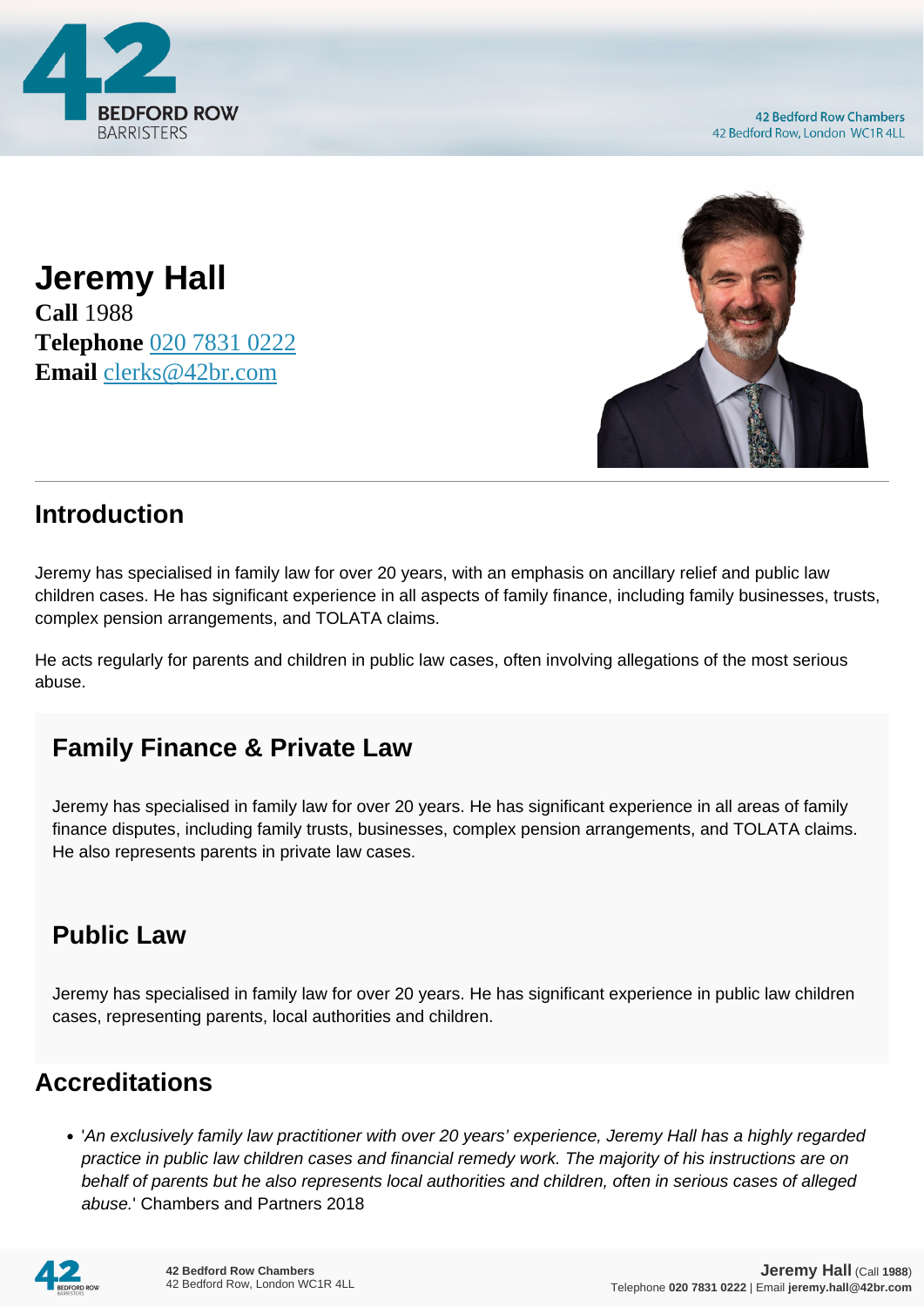# Jeremy Hall

**Call** 1988
**Telephone** 020 7831 0222
**Email** clerks@42br.com

## Introduction

Jeremy has specialised in family law for over 20 years, with an emphasis on ancillary relief and public law children cases. He has significant experience in all aspects of family finance, including family businesses, trusts, complex pension arrangements, and TOLATA claims.

He acts regularly for parents and children in public law cases, often involving allegations of the most serious abuse.

## Family Finance & Private Law

Jeremy has specialised in family law for over 20 years. He has significant experience in all areas of family finance disputes, including family trusts, businesses, complex pension arrangements, and TOLATA claims. He also represents parents in private law cases.

## Public Law

Jeremy has specialised in family law for over 20 years. He has significant experience in public law children cases, representing parents, local authorities and children.

## Accreditations

- '*An exclusively family law practitioner with over 20 years' experience, Jeremy Hall has a highly regarded practice in public law children cases and financial remedy work. The majority of his instructions are on behalf of parents but he also represents local authorities and children, often in serious cases of alleged abuse.*' Chambers and Partners 2018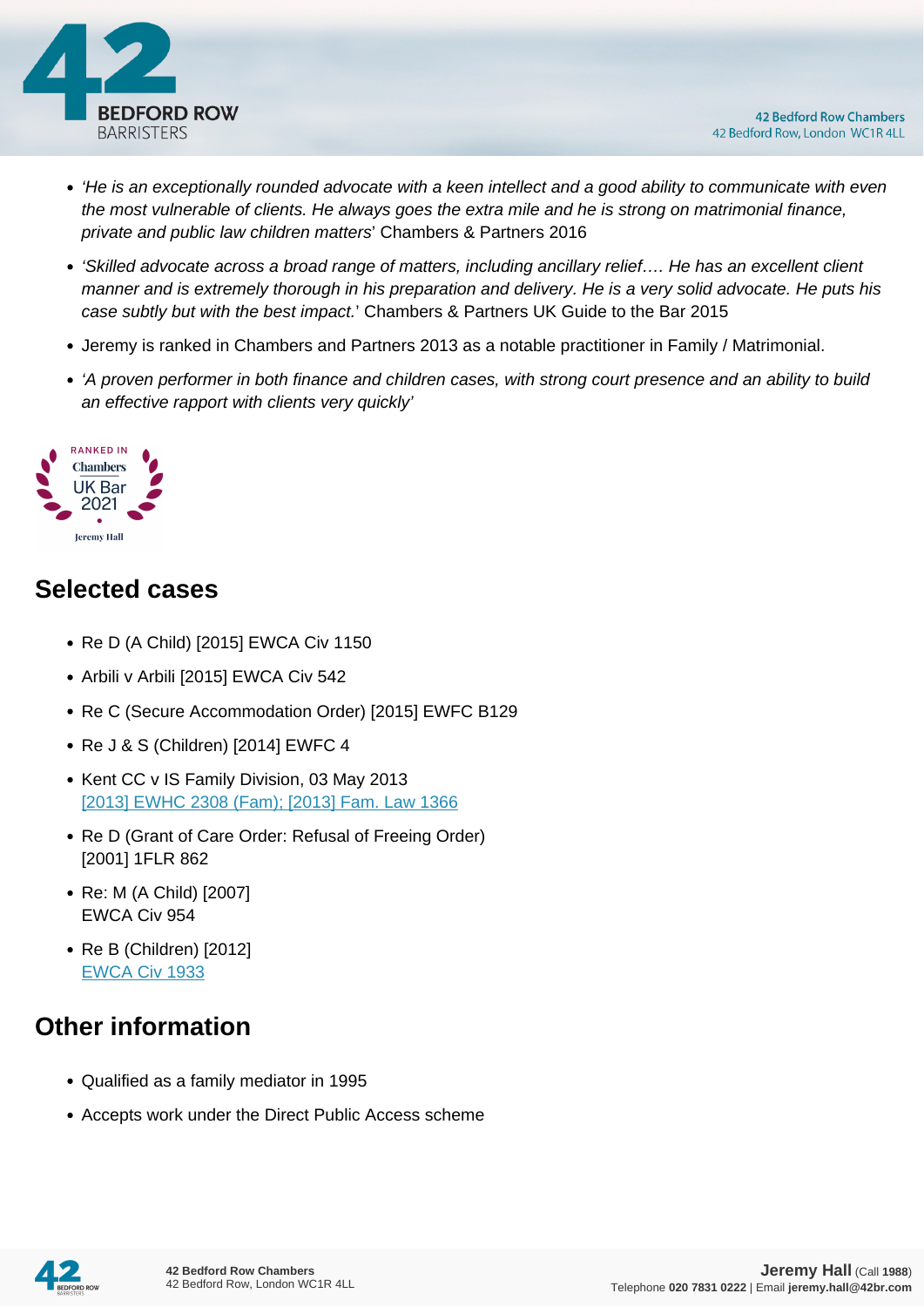- *'He is an exceptionally rounded advocate with a keen intellect and a good ability to communicate with even the most vulnerable of clients. He always goes the extra mile and he is strong on matrimonial finance, private and public law children matters*' Chambers & Partners 2016
- *'Skilled advocate across a broad range of matters, including ancillary relief…. He has an excellent client manner and is extremely thorough in his preparation and delivery. He is a very solid advocate. He puts his case subtly but with the best impact.*' Chambers & Partners UK Guide to the Bar 2015
- Jeremy is ranked in Chambers and Partners 2013 as a notable practitioner in Family / Matrimonial.
- *'A proven performer in both finance and children cases, with strong court presence and an ability to build an effective rapport with clients very quickly'*

RANKED IN
Chambers
UK Bar
2021
Jeremy Hall

## Selected cases

- Re D (A Child) [2015] EWCA Civ 1150
- Arbili v Arbili [2015] EWCA Civ 542
- Re C (Secure Accommodation Order) [2015] EWFC B129
- Re J & S (Children) [2014] EWFC 4
- Kent CC v IS Family Division, 03 May 2013
  [2013] EWHC 2308 (Fam); [2013] Fam. Law 1366
- Re D (Grant of Care Order: Refusal of Freeing Order)
  [2001] 1FLR 862
- Re: M (A Child) [2007]
  EWCA Civ 954
- Re B (Children) [2012]
  EWCA Civ 1933

## Other information

- Qualified as a family mediator in 1995
- Accepts work under the Direct Public Access scheme